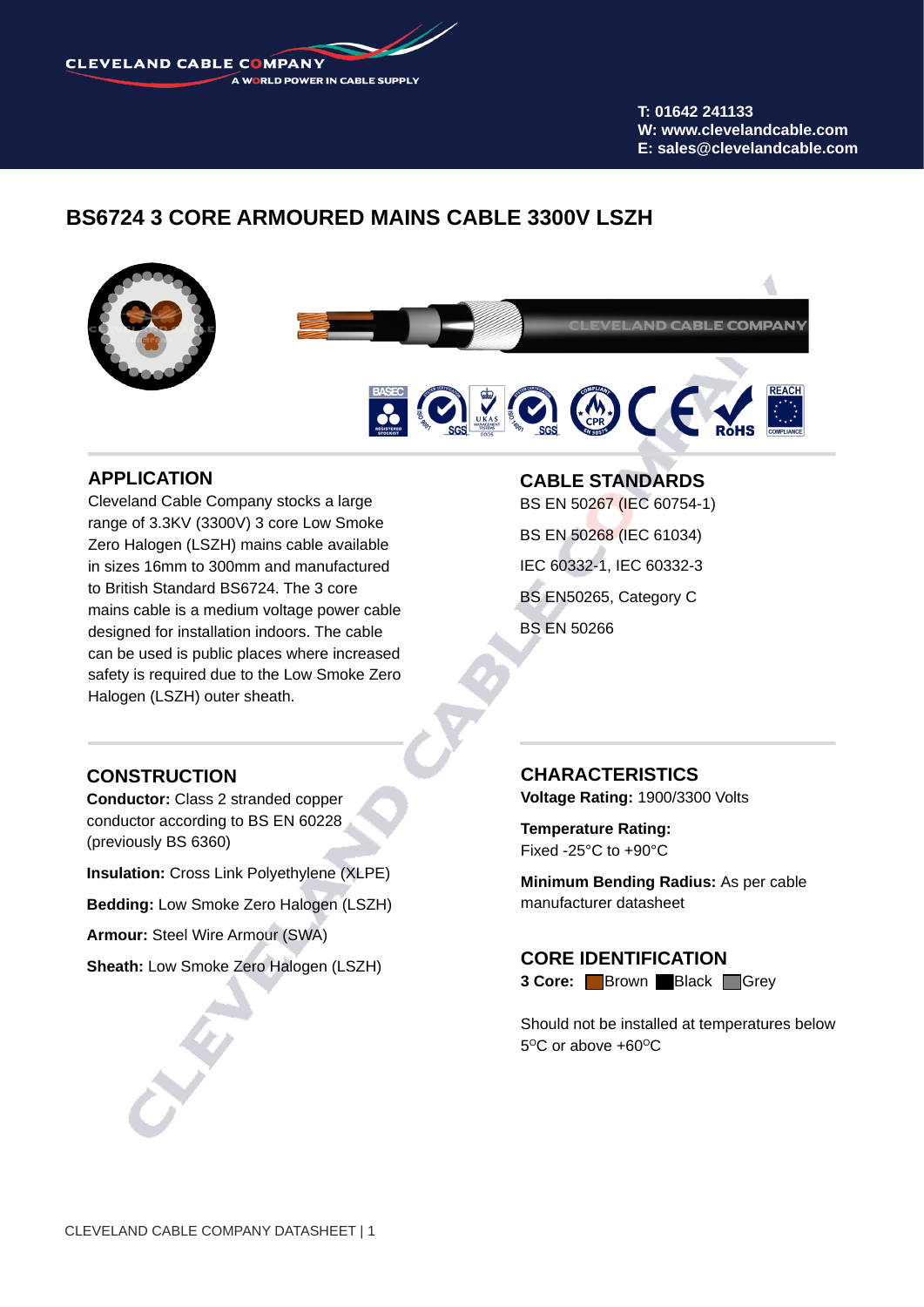CLEVELAND CABLE COMPANY
A WORLD POWER IN CABLE SUPPLY

T: 01642 241133
W: www.clevelandcable.com
E: sales@clevelandcable.com

# BS6724 3 CORE ARMOURED MAINS CABLE 3300V LSZH

## APPLICATION

Cleveland Cable Company stocks a large range of 3.3KV (3300V) 3 core Low Smoke Zero Halogen (LSZH) mains cable available in sizes 16mm to 300mm and manufactured to British Standard BS6724. The 3 core mains cable is a medium voltage power cable designed for installation indoors. The cable can be used is public places where increased safety is required due to the Low Smoke Zero Halogen (LSZH) outer sheath.

## CABLE STANDARDS

BS EN 50267 (IEC 60754-1)

BS EN 50268 (IEC 61034)

IEC 60332-1, IEC 60332-3

BS EN50265, Category C

BS EN 50266

## CONSTRUCTION

**Conductor:** Class 2 stranded copper conductor according to BS EN 60228 (previously BS 6360)

**Insulation:** Cross Link Polyethylene (XLPE)

**Bedding:** Low Smoke Zero Halogen (LSZH)

**Armour:** Steel Wire Armour (SWA)

**Sheath:** Low Smoke Zero Halogen (LSZH)

## CHARACTERISTICS

**Voltage Rating:** 1900/3300 Volts

**Temperature Rating:**
Fixed -25°C to +90°C

**Minimum Bending Radius:** As per cable manufacturer datasheet

## CORE IDENTIFICATION

**3 Core:** Brown Black Grey

Should not be installed at temperatures below 5°C or above +60°C

CLEVELAND CABLE COMPANY DATASHEET | 1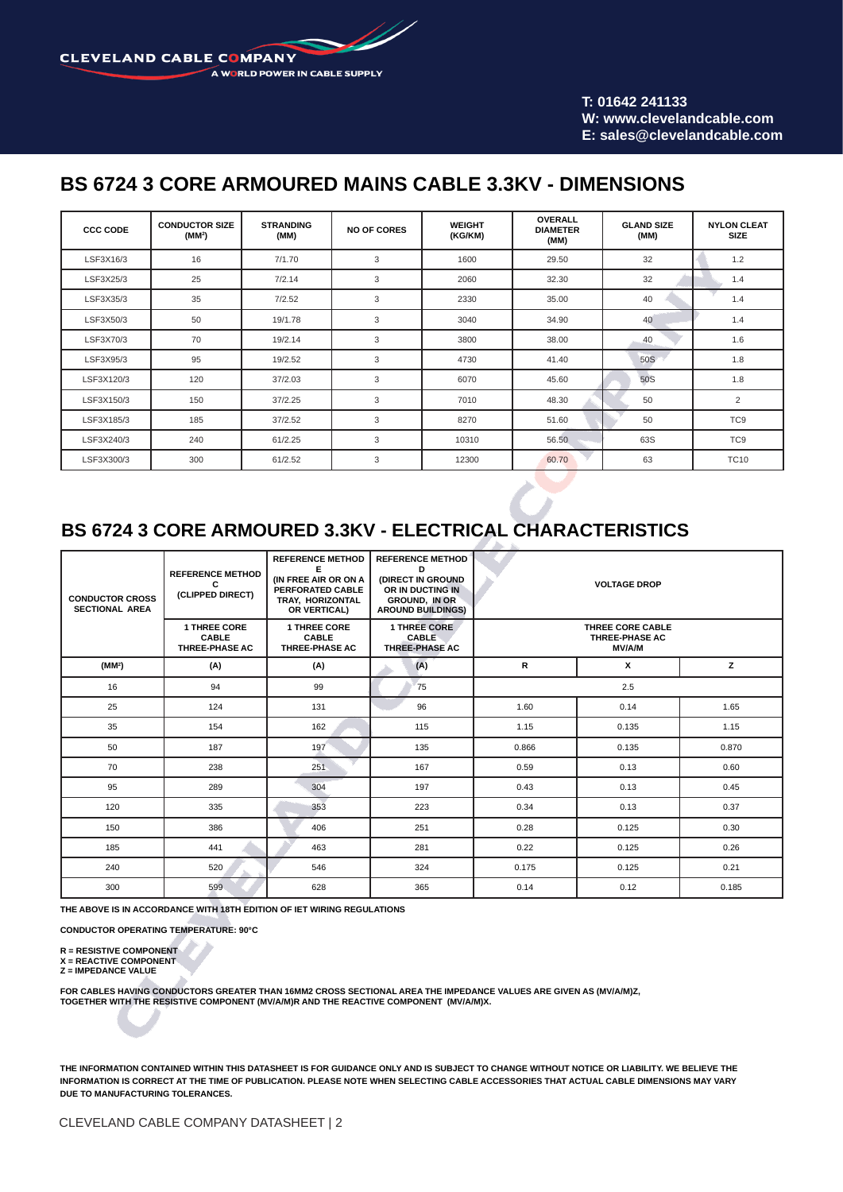# BS 6724 3 CORE ARMOURED MAINS CABLE 3.3KV - DIMENSIONS

| CCC CODE | CONDUCTOR SIZE $(MM^2)$ | STRANDING (MM) | NO OF CORES | WEIGHT (KG/KM) | OVERALL DIAMETER (MM) | GLAND SIZE (MM) | NYLON CLEAT SIZE |
|---|---|---|---|---|---|---|---|
| LSF3X16/3 | 16 | 7/1.70 | 3 | 1600 | 29.50 | 32 | 1.2 |
| LSF3X25/3 | 25 | 7/2.14 | 3 | 2060 | 32.30 | 32 | 1.4 |
| LSF3X35/3 | 35 | 7/2.52 | 3 | 2330 | 35.00 | 40 | 1.4 |
| LSF3X50/3 | 50 | 19/1.78 | 3 | 3040 | 34.90 | 40 | 1.4 |
| LSF3X70/3 | 70 | 19/2.14 | 3 | 3800 | 38.00 | 40 | 1.6 |
| LSF3X95/3 | 95 | 19/2.52 | 3 | 4730 | 41.40 | 50S | 1.8 |
| LSF3X120/3 | 120 | 37/2.03 | 3 | 6070 | 45.60 | 50S | 1.8 |
| LSF3X150/3 | 150 | 37/2.25 | 3 | 7010 | 48.30 | 50 | 2 |
| LSF3X185/3 | 185 | 37/2.52 | 3 | 8270 | 51.60 | 50 | TC9 |
| LSF3X240/3 | 240 | 61/2.25 | 3 | 10310 | 56.50 | 63S | TC9 |
| LSF3X300/3 | 300 | 61/2.52 | 3 | 12300 | 60.70 | 63 | TC10 |

# BS 6724 3 CORE ARMOURED 3.3KV - ELECTRICAL CHARACTERISTICS

| CONDUCTOR CROSS SECTIONAL AREA | REFERENCE METHOD C (CLIPPED DIRECT) | REFERENCE METHOD E (IN FREE AIR OR ON A PERFORATED CABLE TRAY, HORIZONTAL OR VERTICAL) | REFERENCE METHOD D (DIRECT IN GROUND OR IN DUCTING IN GROUND, IN OR AROUND BUILDINGS) | VOLTAGE DROP | | |
|---|---|---|---|---|---|---|
| | 1 THREE CORE CABLE THREE-PHASE AC | 1 THREE CORE CABLE THREE-PHASE AC | 1 THREE CORE CABLE THREE-PHASE AC | THREE CORE CABLE THREE-PHASE AC MV/A/M | | |
| $(MM^2)$ | (A) | (A) | (A) | R | X | Z |
| 16 | 94 | 99 | 75 | 2.5 | | |
| 25 | 124 | 131 | 96 | 1.60 | 0.14 | 1.65 |
| 35 | 154 | 162 | 115 | 1.15 | 0.135 | 1.15 |
| 50 | 187 | 197 | 135 | 0.866 | 0.135 | 0.870 |
| 70 | 238 | 251 | 167 | 0.59 | 0.13 | 0.60 |
| 95 | 289 | 304 | 197 | 0.43 | 0.13 | 0.45 |
| 120 | 335 | 353 | 223 | 0.34 | 0.13 | 0.37 |
| 150 | 386 | 406 | 251 | 0.28 | 0.125 | 0.30 |
| 185 | 441 | 463 | 281 | 0.22 | 0.125 | 0.26 |
| 240 | 520 | 546 | 324 | 0.175 | 0.125 | 0.21 |
| 300 | 599 | 628 | 365 | 0.14 | 0.12 | 0.185 |

**THE ABOVE IS IN ACCORDANCE WITH 18TH EDITION OF IET WIRING REGULATIONS**

**CONDUCTOR OPERATING TEMPERATURE: 90°C**

**R = RESISTIVE COMPONENT**
**X = REACTIVE COMPONENT**
**Z = IMPEDANCE VALUE**

**FOR CABLES HAVING CONDUCTORS GREATER THAN 16MM2 CROSS SECTIONAL AREA THE IMPEDANCE VALUES ARE GIVEN AS (MV/A/M)Z, TOGETHER WITH THE RESISTIVE COMPONENT (MV/A/M)R AND THE REACTIVE COMPONENT (MV/A/M)X.**

**THE INFORMATION CONTAINED WITHIN THIS DATASHEET IS FOR GUIDANCE ONLY AND IS SUBJECT TO CHANGE WITHOUT NOTICE OR LIABILITY. WE BELIEVE THE INFORMATION IS CORRECT AT THE TIME OF PUBLICATION. PLEASE NOTE WHEN SELECTING CABLE ACCESSORIES THAT ACTUAL CABLE DIMENSIONS MAY VARY DUE TO MANUFACTURING TOLERANCES.**